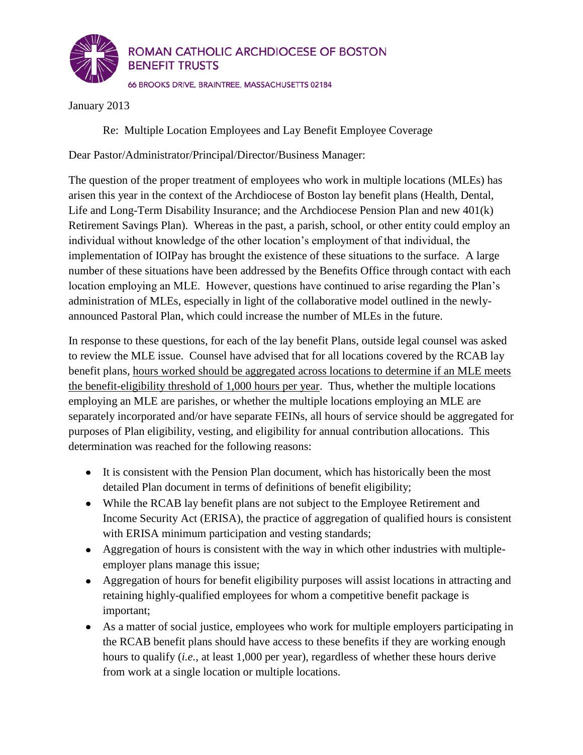ROMAN CATHOLIC ARCHDIOCESE OF BOSTON
BENEFIT TRUSTS

66 BROOKS DRIVE, BRAINTREE, MASSACHUSETTS 02184

January 2013

Re: Multiple Location Employees and Lay Benefit Employee Coverage

Dear Pastor/Administrator/Principal/Director/Business Manager:

The question of the proper treatment of employees who work in multiple locations (MLEs) has arisen this year in the context of the Archdiocese of Boston lay benefit plans (Health, Dental, Life and Long-Term Disability Insurance; and the Archdiocese Pension Plan and new 401(k) Retirement Savings Plan). Whereas in the past, a parish, school, or other entity could employ an individual without knowledge of the other location's employment of that individual, the implementation of IOIPay has brought the existence of these situations to the surface. A large number of these situations have been addressed by the Benefits Office through contact with each location employing an MLE. However, questions have continued to arise regarding the Plan's administration of MLEs, especially in light of the collaborative model outlined in the newly-announced Pastoral Plan, which could increase the number of MLEs in the future.

In response to these questions, for each of the lay benefit Plans, outside legal counsel was asked to review the MLE issue. Counsel have advised that for all locations covered by the RCAB lay benefit plans, <u>hours worked should be aggregated across locations to determine if an MLE meets the benefit-eligibility threshold of 1,000 hours per year</u>. Thus, whether the multiple locations employing an MLE are parishes, or whether the multiple locations employing an MLE are separately incorporated and/or have separate FEINs, all hours of service should be aggregated for purposes of Plan eligibility, vesting, and eligibility for annual contribution allocations. This determination was reached for the following reasons:

- It is consistent with the Pension Plan document, which has historically been the most detailed Plan document in terms of definitions of benefit eligibility;
- While the RCAB lay benefit plans are not subject to the Employee Retirement and Income Security Act (ERISA), the practice of aggregation of qualified hours is consistent with ERISA minimum participation and vesting standards;
- Aggregation of hours is consistent with the way in which other industries with multiple-employer plans manage this issue;
- Aggregation of hours for benefit eligibility purposes will assist locations in attracting and retaining highly-qualified employees for whom a competitive benefit package is important;
- As a matter of social justice, employees who work for multiple employers participating in the RCAB benefit plans should have access to these benefits if they are working enough hours to qualify (*i.e.*, at least 1,000 per year), regardless of whether these hours derive from work at a single location or multiple locations.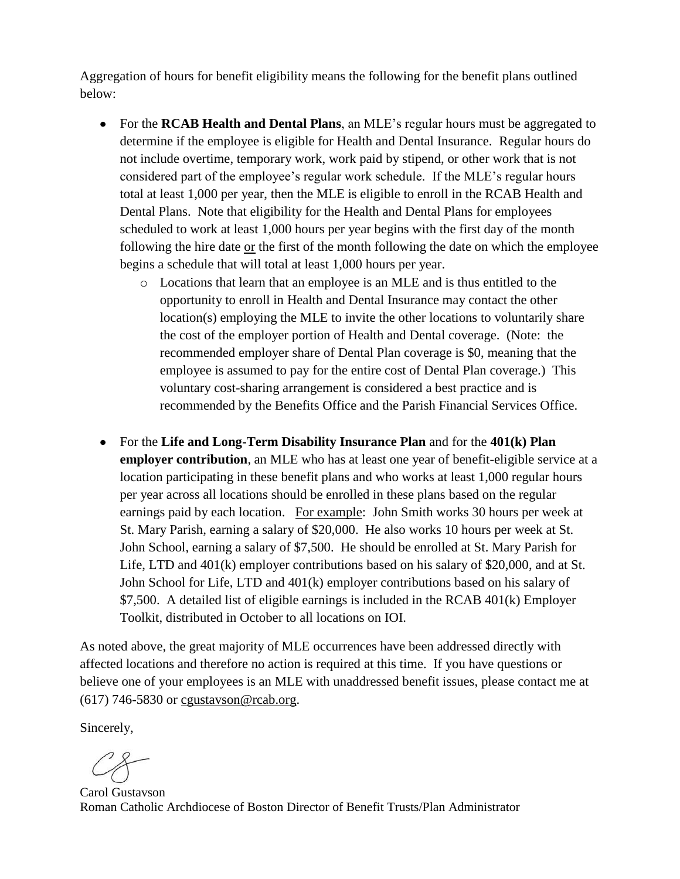Aggregation of hours for benefit eligibility means the following for the benefit plans outlined below:

- For the **RCAB Health and Dental Plans**, an MLE's regular hours must be aggregated to determine if the employee is eligible for Health and Dental Insurance. Regular hours do not include overtime, temporary work, work paid by stipend, or other work that is not considered part of the employee's regular work schedule. If the MLE's regular hours total at least 1,000 per year, then the MLE is eligible to enroll in the RCAB Health and Dental Plans. Note that eligibility for the Health and Dental Plans for employees scheduled to work at least 1,000 hours per year begins with the first day of the month following the hire date <u>or</u> the first of the month following the date on which the employee begins a schedule that will total at least 1,000 hours per year.
  - Locations that learn that an employee is an MLE and is thus entitled to the opportunity to enroll in Health and Dental Insurance may contact the other location(s) employing the MLE to invite the other locations to voluntarily share the cost of the employer portion of Health and Dental coverage. (Note: the recommended employer share of Dental Plan coverage is $0, meaning that the employee is assumed to pay for the entire cost of Dental Plan coverage.) This voluntary cost-sharing arrangement is considered a best practice and is recommended by the Benefits Office and the Parish Financial Services Office.

- For the **Life and Long-Term Disability Insurance Plan** and for the **401(k) Plan employer contribution**, an MLE who has at least one year of benefit-eligible service at a location participating in these benefit plans and who works at least 1,000 regular hours per year across all locations should be enrolled in these plans based on the regular earnings paid by each location. <u>For example</u>: John Smith works 30 hours per week at St. Mary Parish, earning a salary of $20,000. He also works 10 hours per week at St. John School, earning a salary of $7,500. He should be enrolled at St. Mary Parish for Life, LTD and 401(k) employer contributions based on his salary of $20,000, and at St. John School for Life, LTD and 401(k) employer contributions based on his salary of $7,500. A detailed list of eligible earnings is included in the RCAB 401(k) Employer Toolkit, distributed in October to all locations on IOI.

As noted above, the great majority of MLE occurrences have been addressed directly with affected locations and therefore no action is required at this time. If you have questions or believe one of your employees is an MLE with unaddressed benefit issues, please contact me at (617) 746-5830 or cgustavson@rcab.org.

Sincerely,

Carol Gustavson
Roman Catholic Archdiocese of Boston Director of Benefit Trusts/Plan Administrator